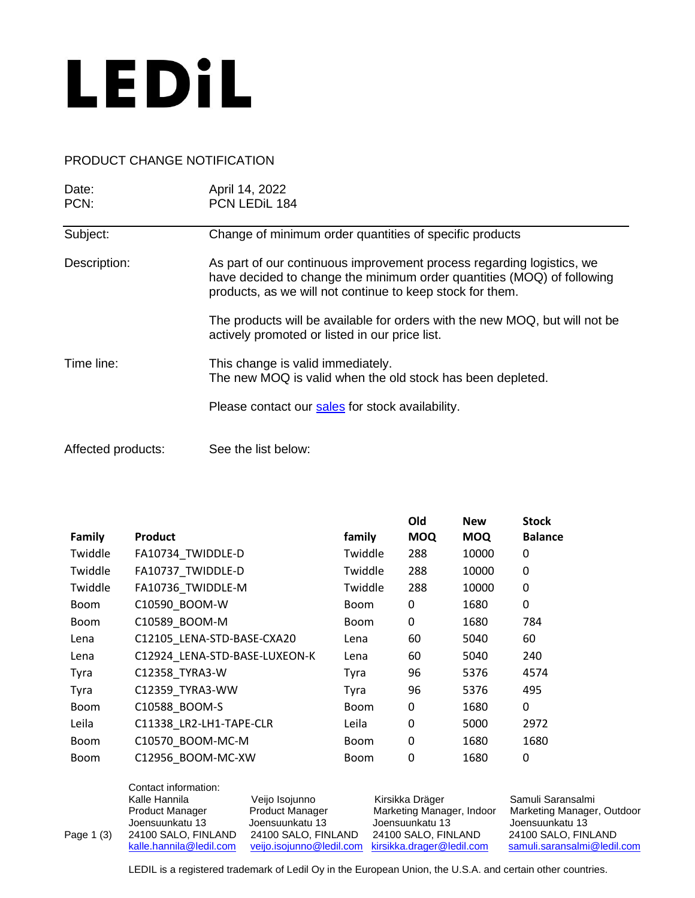# LEDiL

PRODUCT CHANGE NOTIFICATION

| | |
|---|---|
| Date: | April 14, 2022 |
| PCN: | PCN LEDiL 184 |

**Subject:** Change of minimum order quantities of specific products

**Description:** As part of our continuous improvement process regarding logistics, we have decided to change the minimum order quantities (MOQ) of following products, as we will not continue to keep stock for them.

The products will be available for orders with the new MOQ, but will not be actively promoted or listed in our price list.

**Time line:** This change is valid immediately.
The new MOQ is valid when the old stock has been depleted.

Please contact our [sales](sales) for stock availability.

**Affected products:** See the list below:

| Family | Product | family | Old MOQ | New MOQ | Stock Balance |
|---|---|---|---|---|---|
| Twiddle | FA10734_TWIDDLE-D | Twiddle | 288 | 10000 | 0 |
| Twiddle | FA10737_TWIDDLE-D | Twiddle | 288 | 10000 | 0 |
| Twiddle | FA10736_TWIDDLE-M | Twiddle | 288 | 10000 | 0 |
| Boom | C10590_BOOM-W | Boom | 0 | 1680 | 0 |
| Boom | C10589_BOOM-M | Boom | 0 | 1680 | 784 |
| Lena | C12105_LENA-STD-BASE-CXA20 | Lena | 60 | 5040 | 60 |
| Lena | C12924_LENA-STD-BASE-LUXEON-K | Lena | 60 | 5040 | 240 |
| Tyra | C12358_TYRA3-W | Tyra | 96 | 5376 | 4574 |
| Tyra | C12359_TYRA3-WW | Tyra | 96 | 5376 | 495 |
| Boom | C10588_BOOM-S | Boom | 0 | 1680 | 0 |
| Leila | C11338_LR2-LH1-TAPE-CLR | Leila | 0 | 5000 | 2972 |
| Boom | C10570_BOOM-MC-M | Boom | 0 | 1680 | 1680 |
| Boom | C12956_BOOM-MC-XW | Boom | 0 | 1680 | 0 |

Contact information:

| Kalle Hannila | Veijo Isojunno | Kirsikka Dräger | Samuli Saransalmi |
|---|---|---|---|
| Product Manager | Product Manager | Marketing Manager, Indoor | Marketing Manager, Outdoor |
| Joensuunkatu 13 | Joensuunkatu 13 | Joensuunkatu 13 | Joensuunkatu 13 |
| 24100 SALO, FINLAND | 24100 SALO, FINLAND | 24100 SALO, FINLAND | 24100 SALO, FINLAND |
| kalle.hannila@ledil.com | veijo.isojunno@ledil.com | kirsikka.drager@ledil.com | samuli.saransalmi@ledil.com |

LEDIL is a registered trademark of Ledil Oy in the European Union, the U.S.A. and certain other countries.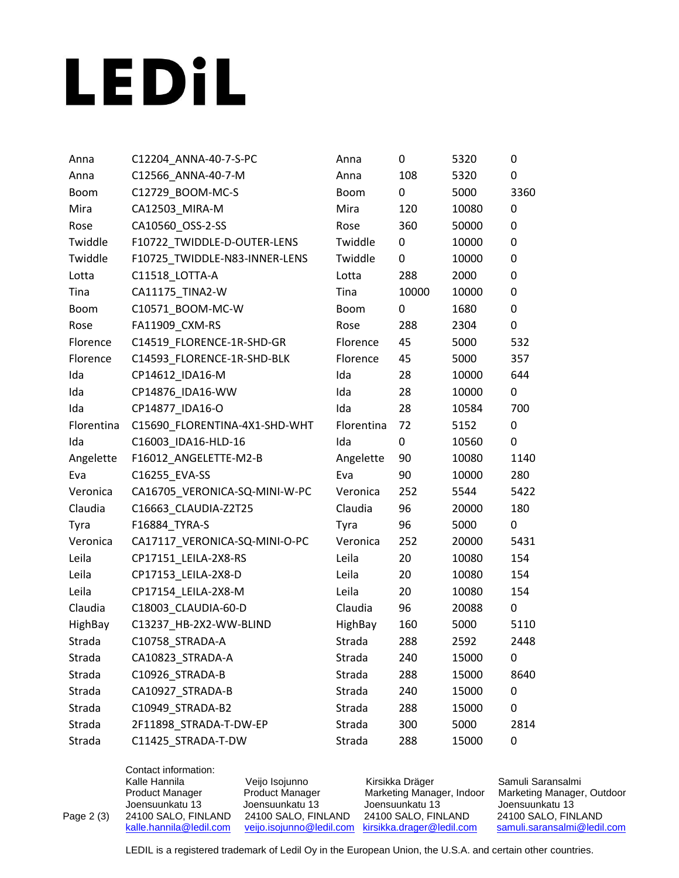# LEDiL

| | | | | | |
|---|---|---|---|---|---|
| Anna | C12204_ANNA-40-7-S-PC | Anna | 0 | 5320 | 0 |
| Anna | C12566_ANNA-40-7-M | Anna | 108 | 5320 | 0 |
| Boom | C12729_BOOM-MC-S | Boom | 0 | 5000 | 3360 |
| Mira | CA12503_MIRA-M | Mira | 120 | 10080 | 0 |
| Rose | CA10560_OSS-2-SS | Rose | 360 | 50000 | 0 |
| Twiddle | F10722_TWIDDLE-D-OUTER-LENS | Twiddle | 0 | 10000 | 0 |
| Twiddle | F10725_TWIDDLE-N83-INNER-LENS | Twiddle | 0 | 10000 | 0 |
| Lotta | C11518_LOTTA-A | Lotta | 288 | 2000 | 0 |
| Tina | CA11175_TINA2-W | Tina | 10000 | 10000 | 0 |
| Boom | C10571_BOOM-MC-W | Boom | 0 | 1680 | 0 |
| Rose | FA11909_CXM-RS | Rose | 288 | 2304 | 0 |
| Florence | C14519_FLORENCE-1R-SHD-GR | Florence | 45 | 5000 | 532 |
| Florence | C14593_FLORENCE-1R-SHD-BLK | Florence | 45 | 5000 | 357 |
| Ida | CP14612_IDA16-M | Ida | 28 | 10000 | 644 |
| Ida | CP14876_IDA16-WW | Ida | 28 | 10000 | 0 |
| Ida | CP14877_IDA16-O | Ida | 28 | 10584 | 700 |
| Florentina | C15690_FLORENTINA-4X1-SHD-WHT | Florentina | 72 | 5152 | 0 |
| Ida | C16003_IDA16-HLD-16 | Ida | 0 | 10560 | 0 |
| Angelette | F16012_ANGELETTE-M2-B | Angelette | 90 | 10080 | 1140 |
| Eva | C16255_EVA-SS | Eva | 90 | 10000 | 280 |
| Veronica | CA16705_VERONICA-SQ-MINI-W-PC | Veronica | 252 | 5544 | 5422 |
| Claudia | C16663_CLAUDIA-Z2T25 | Claudia | 96 | 20000 | 180 |
| Tyra | F16884_TYRA-S | Tyra | 96 | 5000 | 0 |
| Veronica | CA17117_VERONICA-SQ-MINI-O-PC | Veronica | 252 | 20000 | 5431 |
| Leila | CP17151_LEILA-2X8-RS | Leila | 20 | 10080 | 154 |
| Leila | CP17153_LEILA-2X8-D | Leila | 20 | 10080 | 154 |
| Leila | CP17154_LEILA-2X8-M | Leila | 20 | 10080 | 154 |
| Claudia | C18003_CLAUDIA-60-D | Claudia | 96 | 20088 | 0 |
| HighBay | C13237_HB-2X2-WW-BLIND | HighBay | 160 | 5000 | 5110 |
| Strada | C10758_STRADA-A | Strada | 288 | 2592 | 2448 |
| Strada | CA10823_STRADA-A | Strada | 240 | 15000 | 0 |
| Strada | C10926_STRADA-B | Strada | 288 | 15000 | 8640 |
| Strada | CA10927_STRADA-B | Strada | 240 | 15000 | 0 |
| Strada | C10949_STRADA-B2 | Strada | 288 | 15000 | 0 |
| Strada | 2F11898_STRADA-T-DW-EP | Strada | 300 | 5000 | 2814 |
| Strada | C11425_STRADA-T-DW | Strada | 288 | 15000 | 0 |

Contact information:

| Kalle Hannila | Veijo Isojunno | Kirsikka Dräger | Samuli Saransalmi |
|---|---|---|---|
| Product Manager | Product Manager | Marketing Manager, Indoor | Marketing Manager, Outdoor |
| Joensuunkatu 13 | Joensuunkatu 13 | Joensuunkatu 13 | Joensuunkatu 13 |
| 24100 SALO, FINLAND | 24100 SALO, FINLAND | 24100 SALO, FINLAND | 24100 SALO, FINLAND |
| kalle.hannila@ledil.com | veijo.isojunno@ledil.com | kirsikka.drager@ledil.com | samuli.saransalmi@ledil.com |

LEDIL is a registered trademark of Ledil Oy in the European Union, the U.S.A. and certain other countries.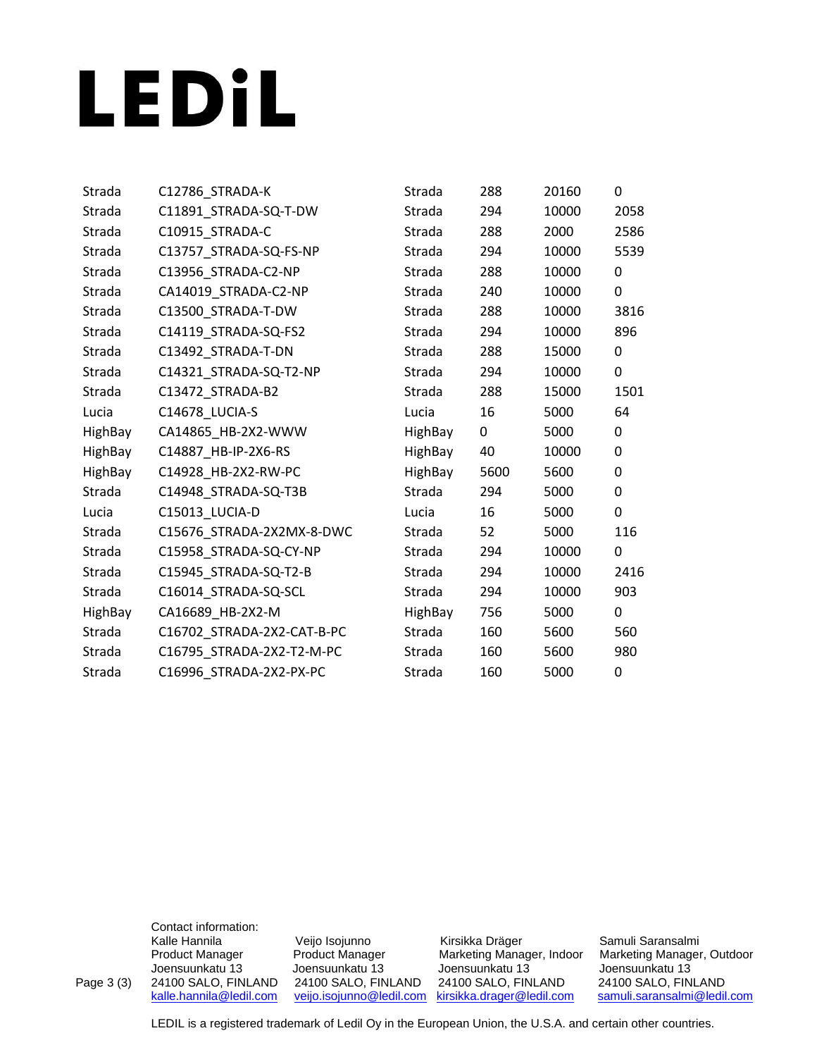LEDiL

| | | | | | |
|---|---|---|---|---|---|
| Strada | C12786_STRADA-K | Strada | 288 | 20160 | 0 |
| Strada | C11891_STRADA-SQ-T-DW | Strada | 294 | 10000 | 2058 |
| Strada | C10915_STRADA-C | Strada | 288 | 2000 | 2586 |
| Strada | C13757_STRADA-SQ-FS-NP | Strada | 294 | 10000 | 5539 |
| Strada | C13956_STRADA-C2-NP | Strada | 288 | 10000 | 0 |
| Strada | CA14019_STRADA-C2-NP | Strada | 240 | 10000 | 0 |
| Strada | C13500_STRADA-T-DW | Strada | 288 | 10000 | 3816 |
| Strada | C14119_STRADA-SQ-FS2 | Strada | 294 | 10000 | 896 |
| Strada | C13492_STRADA-T-DN | Strada | 288 | 15000 | 0 |
| Strada | C14321_STRADA-SQ-T2-NP | Strada | 294 | 10000 | 0 |
| Strada | C13472_STRADA-B2 | Strada | 288 | 15000 | 1501 |
| Lucia | C14678_LUCIA-S | Lucia | 16 | 5000 | 64 |
| HighBay | CA14865_HB-2X2-WWW | HighBay | 0 | 5000 | 0 |
| HighBay | C14887_HB-IP-2X6-RS | HighBay | 40 | 10000 | 0 |
| HighBay | C14928_HB-2X2-RW-PC | HighBay | 5600 | 5600 | 0 |
| Strada | C14948_STRADA-SQ-T3B | Strada | 294 | 5000 | 0 |
| Lucia | C15013_LUCIA-D | Lucia | 16 | 5000 | 0 |
| Strada | C15676_STRADA-2X2MX-8-DWC | Strada | 52 | 5000 | 116 |
| Strada | C15958_STRADA-SQ-CY-NP | Strada | 294 | 10000 | 0 |
| Strada | C15945_STRADA-SQ-T2-B | Strada | 294 | 10000 | 2416 |
| Strada | C16014_STRADA-SQ-SCL | Strada | 294 | 10000 | 903 |
| HighBay | CA16689_HB-2X2-M | HighBay | 756 | 5000 | 0 |
| Strada | C16702_STRADA-2X2-CAT-B-PC | Strada | 160 | 5600 | 560 |
| Strada | C16795_STRADA-2X2-T2-M-PC | Strada | 160 | 5600 | 980 |
| Strada | C16996_STRADA-2X2-PX-PC | Strada | 160 | 5000 | 0 |

Contact information:

| | | | |
|---|---|---|---|
| Kalle Hannila | Veijo Isojunno | Kirsikka Dräger | Samuli Saransalmi |
| Product Manager | Product Manager | Marketing Manager, Indoor | Marketing Manager, Outdoor |
| Joensuunkatu 13 | Joensuunkatu 13 | Joensuunkatu 13 | Joensuunkatu 13 |
| 24100 SALO, FINLAND | 24100 SALO, FINLAND | 24100 SALO, FINLAND | 24100 SALO, FINLAND |
| kalle.hannila@ledil.com | veijo.isojunno@ledil.com | kirsikka.drager@ledil.com | samuli.saransalmi@ledil.com |

LEDIL is a registered trademark of Ledil Oy in the European Union, the U.S.A. and certain other countries.